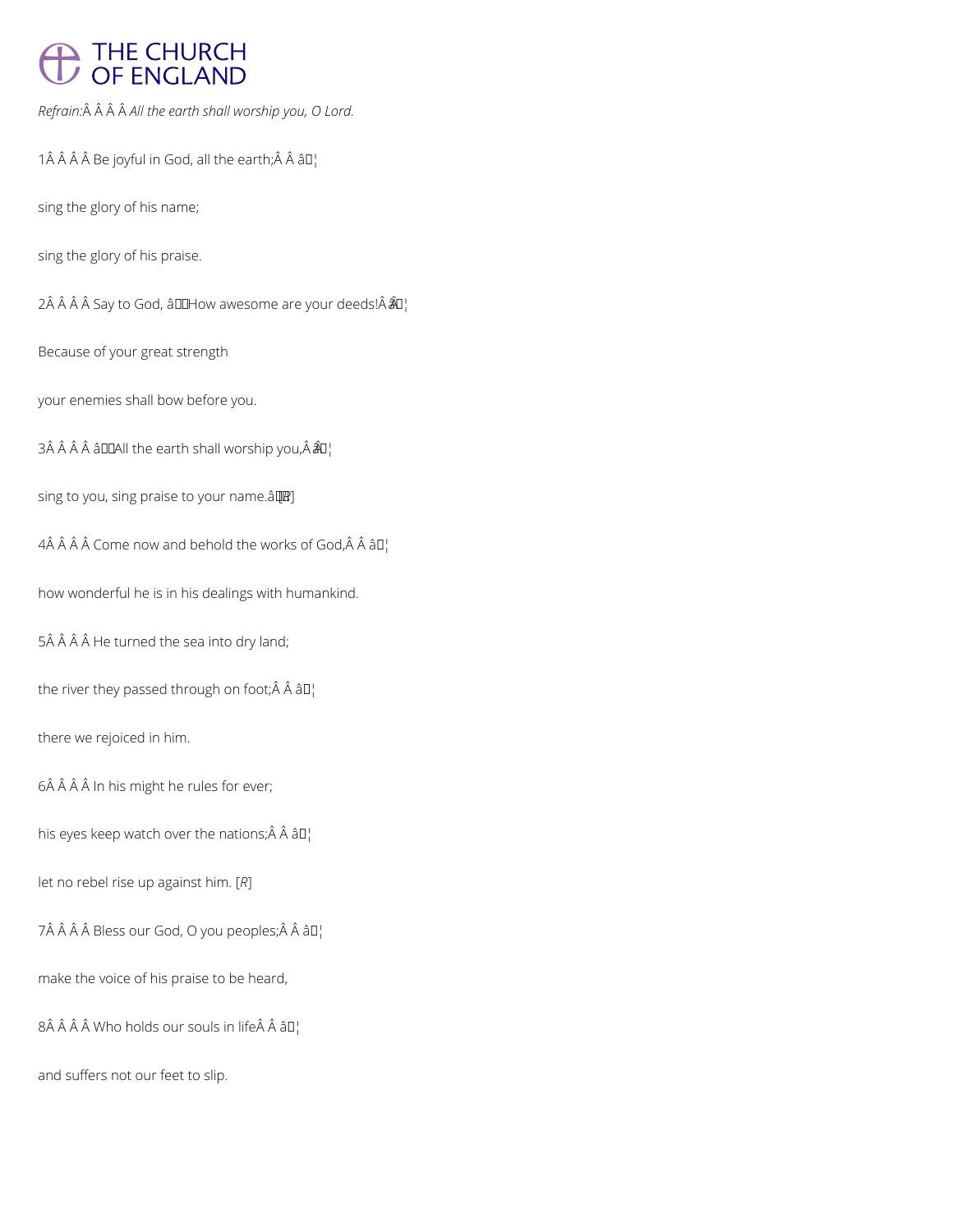*Refrain:* *All the earth shall worship you, O Lord.*

1 Be joyful in God, all the earth; ♦

sing the glory of his name;

sing the glory of his praise.

2 Say to God, 'How awesome are your deeds! ♦

Because of your great strength

your enemies shall bow before you.

3 'All the earth shall worship you, ♦

sing to you, sing praise to your name.' [*R*]

4 Come now and behold the works of God, ♦

how wonderful he is in his dealings with humankind.

5 He turned the sea into dry land;

the river they passed through on foot; ♦

there we rejoiced in him.

6 In his might he rules for ever;

his eyes keep watch over the nations; ♦

let no rebel rise up against him. [*R*]

7 Bless our God, O you peoples; ♦

make the voice of his praise to be heard,

8 Who holds our souls in life ♦

and suffers not our feet to slip.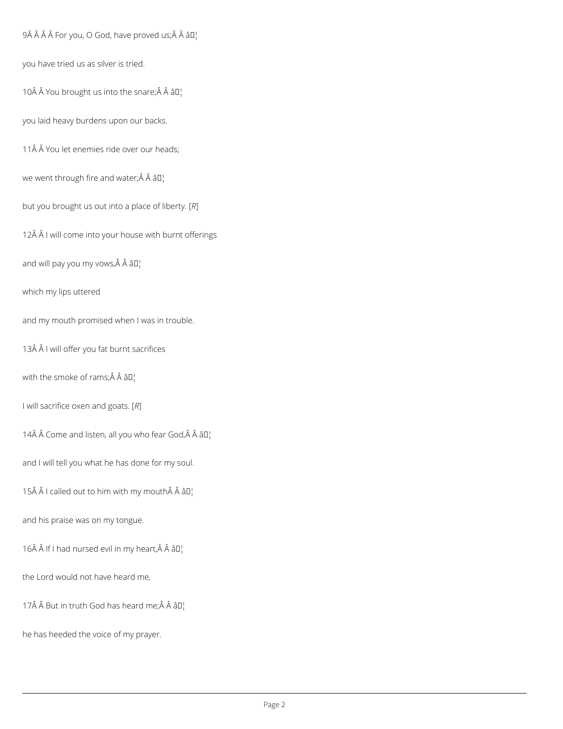9Â Â Â Â For you, O God, have proved us;Â Â â¦

you have tried us as silver is tried.

10Â Â You brought us into the snare;Â Â â¦

you laid heavy burdens upon our backs.

11Â Â You let enemies ride over our heads;

we went through fire and water;Â Â â¦

but you brought us out into a place of liberty. [*R*]

12Â Â I will come into your house with burnt offerings

and will pay you my vows,Â Â â¦

which my lips uttered

and my mouth promised when I was in trouble.

13Â Â I will offer you fat burnt sacrifices

with the smoke of rams;Â Â â¦

I will sacrifice oxen and goats. [*R*]

14Â Â Come and listen, all you who fear God,Â Â â¦

and I will tell you what he has done for my soul.

15Â Â I called out to him with my mouthÂ Â â¦

and his praise was on my tongue.

16Â Â If I had nursed evil in my heart,Â Â â¦

the Lord would not have heard me,

17Â Â But in truth God has heard me;Â Â â¦

he has heeded the voice of my prayer.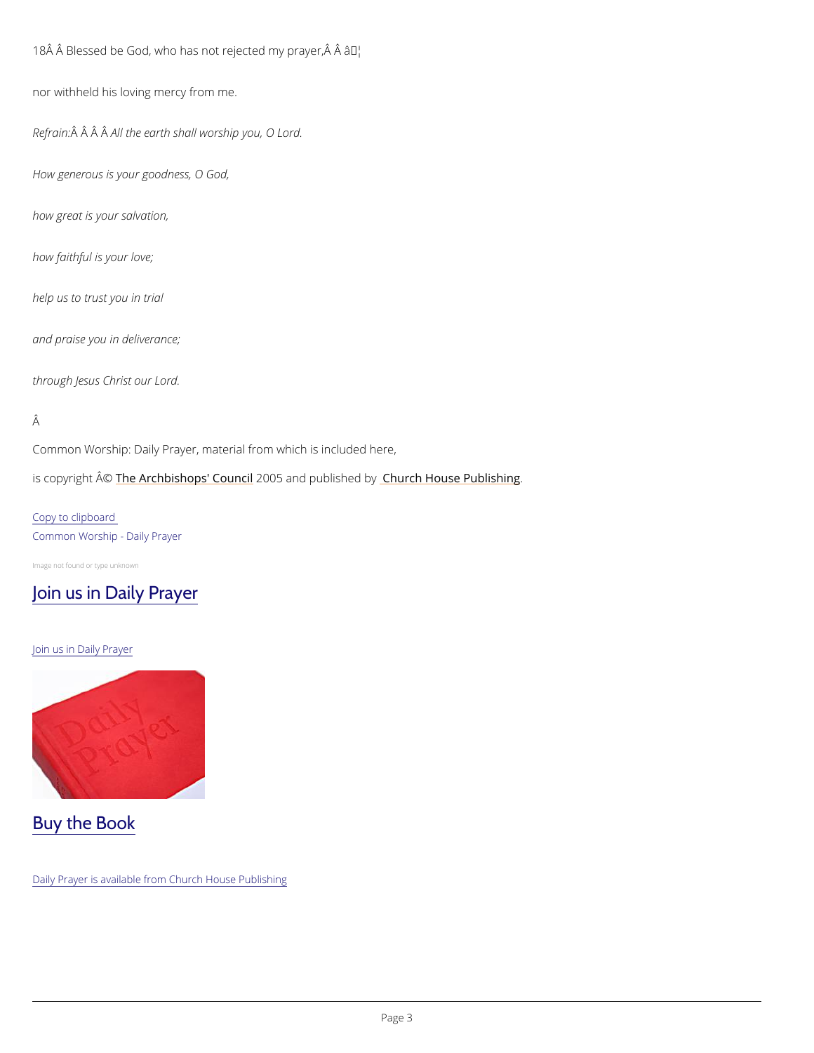18Â Â Blessed be God, who has not rejected my prayer,Â Â â¦

nor withheld his loving mercy from me.

*Refrain:*Â Â Â Â *All the earth shall worship you, O Lord.*

*How generous is your goodness, O God,*

*how great is your salvation,*

*how faithful is your love;*

*help us to trust you in trial*

*and praise you in deliverance;*

*through Jesus Christ our Lord.*

Â

Common Worship: Daily Prayer, material from which is included here,

is copyright Â© The Archbishops' Council 2005 and published by Church House Publishing.

Copy to clipboard

Common Worship - Daily Prayer

Image not found or type unknown

## Join us in Daily Prayer

Join us in Daily Prayer

## Buy the Book

Daily Prayer is available from Church House Publishing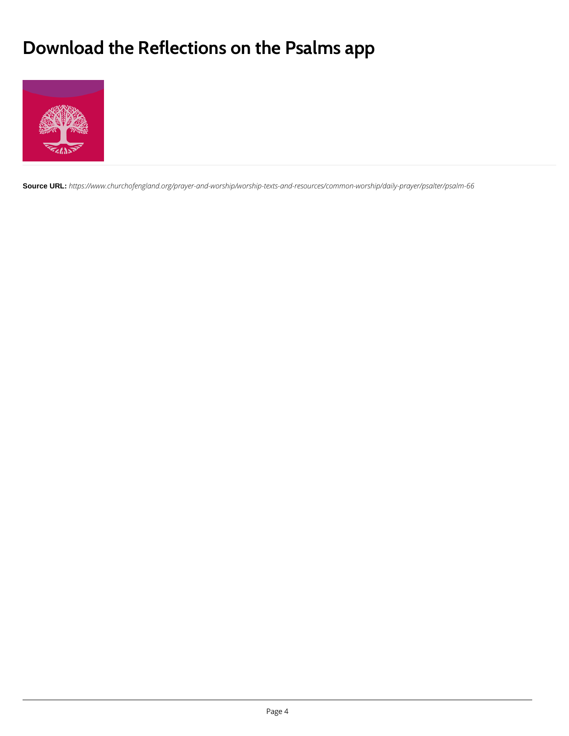# Download the Reflections on the Psalms app

**Source URL:** *https://www.churchofengland.org/prayer-and-worship/worship-texts-and-resources/common-worship/daily-prayer/psalter/psalm-66*